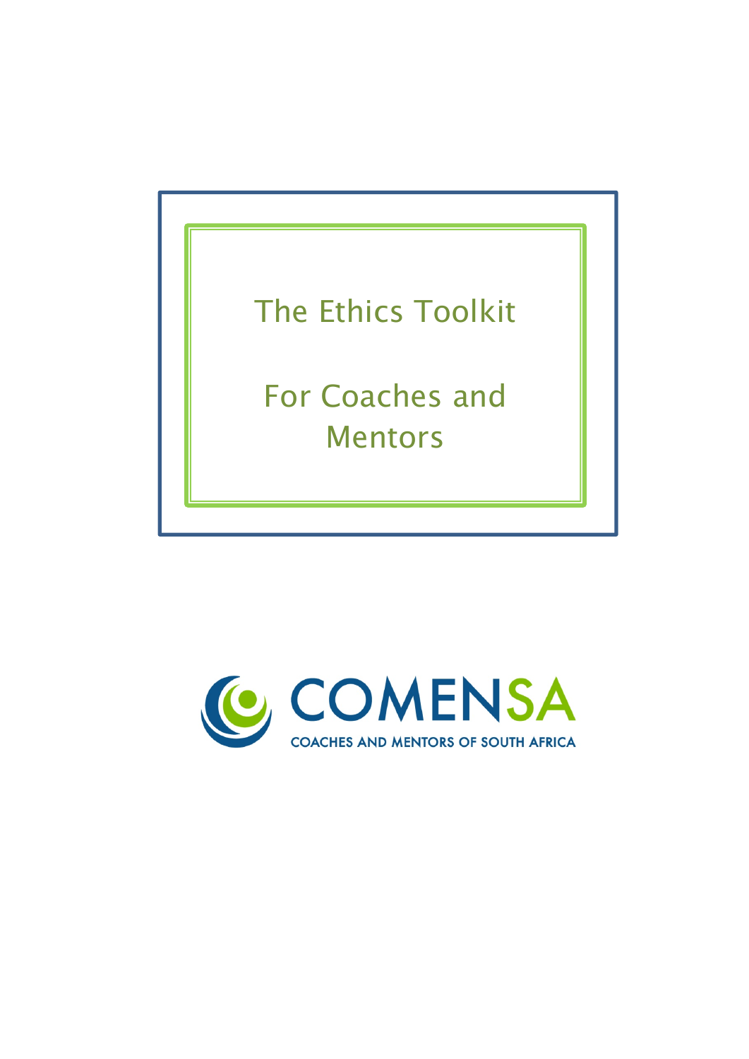# The Ethics Toolkit

# For Coaches and Mentors

COMENSA

COACHES AND MENTORS OF SOUTH AFRICA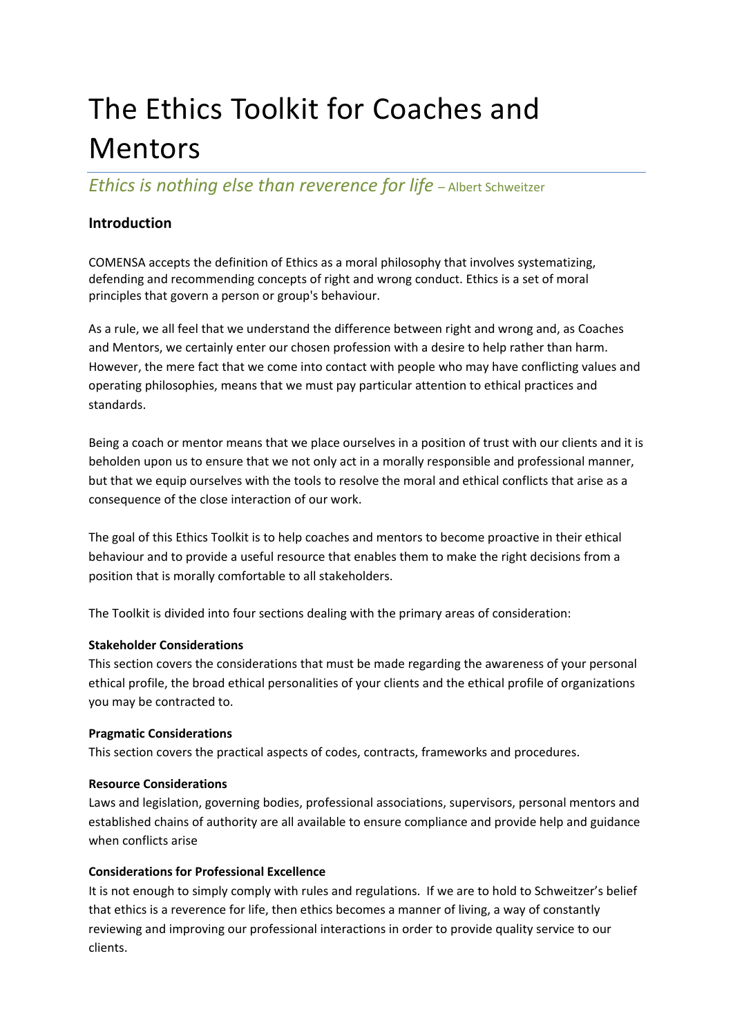# The Ethics Toolkit for Coaches and Mentors

*Ethics is nothing else than reverence for life* – Albert Schweitzer

## Introduction

COMENSA accepts the definition of Ethics as a moral philosophy that involves systematizing, defending and recommending concepts of right and wrong conduct. Ethics is a set of moral principles that govern a person or group's behaviour.

As a rule, we all feel that we understand the difference between right and wrong and, as Coaches and Mentors, we certainly enter our chosen profession with a desire to help rather than harm. However, the mere fact that we come into contact with people who may have conflicting values and operating philosophies, means that we must pay particular attention to ethical practices and standards.

Being a coach or mentor means that we place ourselves in a position of trust with our clients and it is beholden upon us to ensure that we not only act in a morally responsible and professional manner, but that we equip ourselves with the tools to resolve the moral and ethical conflicts that arise as a consequence of the close interaction of our work.

The goal of this Ethics Toolkit is to help coaches and mentors to become proactive in their ethical behaviour and to provide a useful resource that enables them to make the right decisions from a position that is morally comfortable to all stakeholders.

The Toolkit is divided into four sections dealing with the primary areas of consideration:

**Stakeholder Considerations**
This section covers the considerations that must be made regarding the awareness of your personal ethical profile, the broad ethical personalities of your clients and the ethical profile of organizations you may be contracted to.

**Pragmatic Considerations**
This section covers the practical aspects of codes, contracts, frameworks and procedures.

**Resource Considerations**
Laws and legislation, governing bodies, professional associations, supervisors, personal mentors and established chains of authority are all available to ensure compliance and provide help and guidance when conflicts arise

**Considerations for Professional Excellence**
It is not enough to simply comply with rules and regulations. If we are to hold to Schweitzer's belief that ethics is a reverence for life, then ethics becomes a manner of living, a way of constantly reviewing and improving our professional interactions in order to provide quality service to our clients.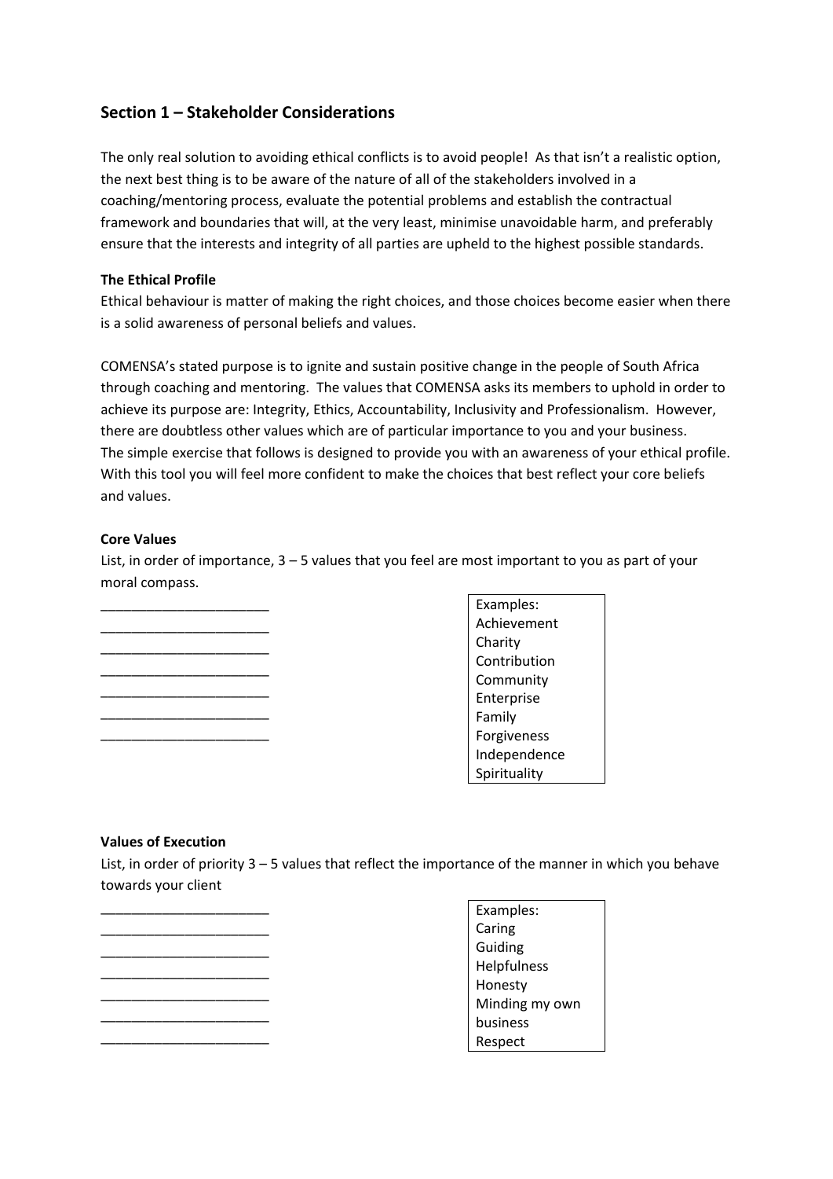## Section 1 – Stakeholder Considerations

The only real solution to avoiding ethical conflicts is to avoid people! As that isn't a realistic option, the next best thing is to be aware of the nature of all of the stakeholders involved in a coaching/mentoring process, evaluate the potential problems and establish the contractual framework and boundaries that will, at the very least, minimise unavoidable harm, and preferably ensure that the interests and integrity of all parties are upheld to the highest possible standards.

**The Ethical Profile**

Ethical behaviour is matter of making the right choices, and those choices become easier when there is a solid awareness of personal beliefs and values.

COMENSA's stated purpose is to ignite and sustain positive change in the people of South Africa through coaching and mentoring. The values that COMENSA asks its members to uphold in order to achieve its purpose are: Integrity, Ethics, Accountability, Inclusivity and Professionalism. However, there are doubtless other values which are of particular importance to you and your business. The simple exercise that follows is designed to provide you with an awareness of your ethical profile. With this tool you will feel more confident to make the choices that best reflect your core beliefs and values.

**Core Values**

List, in order of importance, 3 – 5 values that you feel are most important to you as part of your moral compass.

______________________
______________________
______________________
______________________
______________________
______________________
______________________

| Examples: |
|---|
| Achievement |
| Charity |
| Contribution |
| Community |
| Enterprise |
| Family |
| Forgiveness |
| Independence |
| Spirituality |

**Values of Execution**

List, in order of priority 3 – 5 values that reflect the importance of the manner in which you behave towards your client

______________________
______________________
______________________
______________________
______________________
______________________
______________________

| Examples: |
|---|
| Caring |
| Guiding |
| Helpfulness |
| Honesty |
| Minding my own business |
| Respect |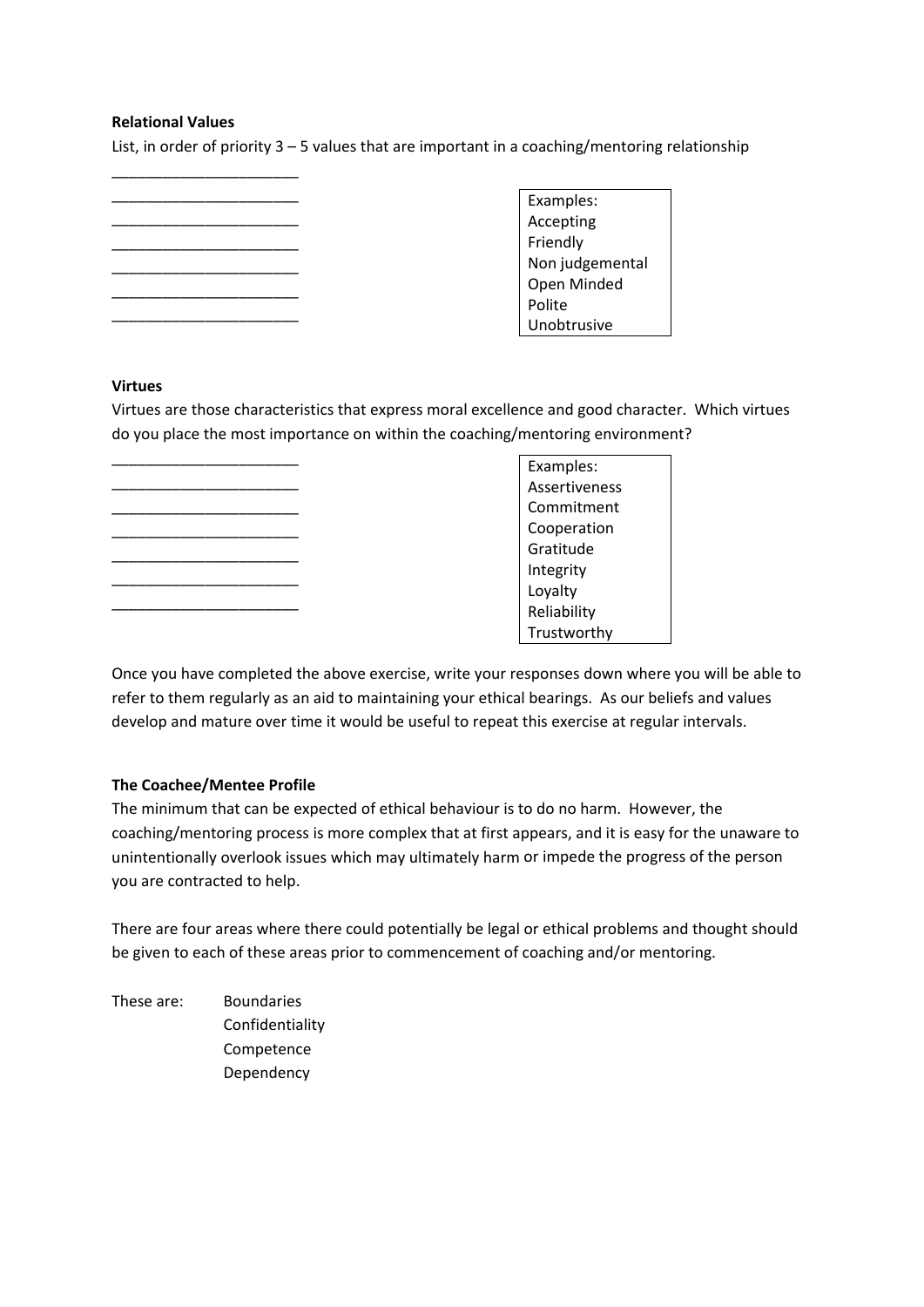**Relational Values**

List, in order of priority 3 – 5 values that are important in a coaching/mentoring relationship

______________________
______________________
______________________
______________________
______________________
______________________
______________________

| Examples: |
|---|
| Accepting |
| Friendly |
| Non judgemental |
| Open Minded |
| Polite |
| Unobtrusive |

**Virtues**

Virtues are those characteristics that express moral excellence and good character. Which virtues do you place the most importance on within the coaching/mentoring environment?

______________________
______________________
______________________
______________________
______________________
______________________
______________________

| Examples: |
|---|
| Assertiveness |
| Commitment |
| Cooperation |
| Gratitude |
| Integrity |
| Loyalty |
| Reliability |
| Trustworthy |

Once you have completed the above exercise, write your responses down where you will be able to refer to them regularly as an aid to maintaining your ethical bearings. As our beliefs and values develop and mature over time it would be useful to repeat this exercise at regular intervals.

**The Coachee/Mentee Profile**

The minimum that can be expected of ethical behaviour is to do no harm. However, the coaching/mentoring process is more complex that at first appears, and it is easy for the unaware to unintentionally overlook issues which may ultimately harm or impede the progress of the person you are contracted to help.

There are four areas where there could potentially be legal or ethical problems and thought should be given to each of these areas prior to commencement of coaching and/or mentoring.

These are:
- Boundaries
- Confidentiality
- Competence
- Dependency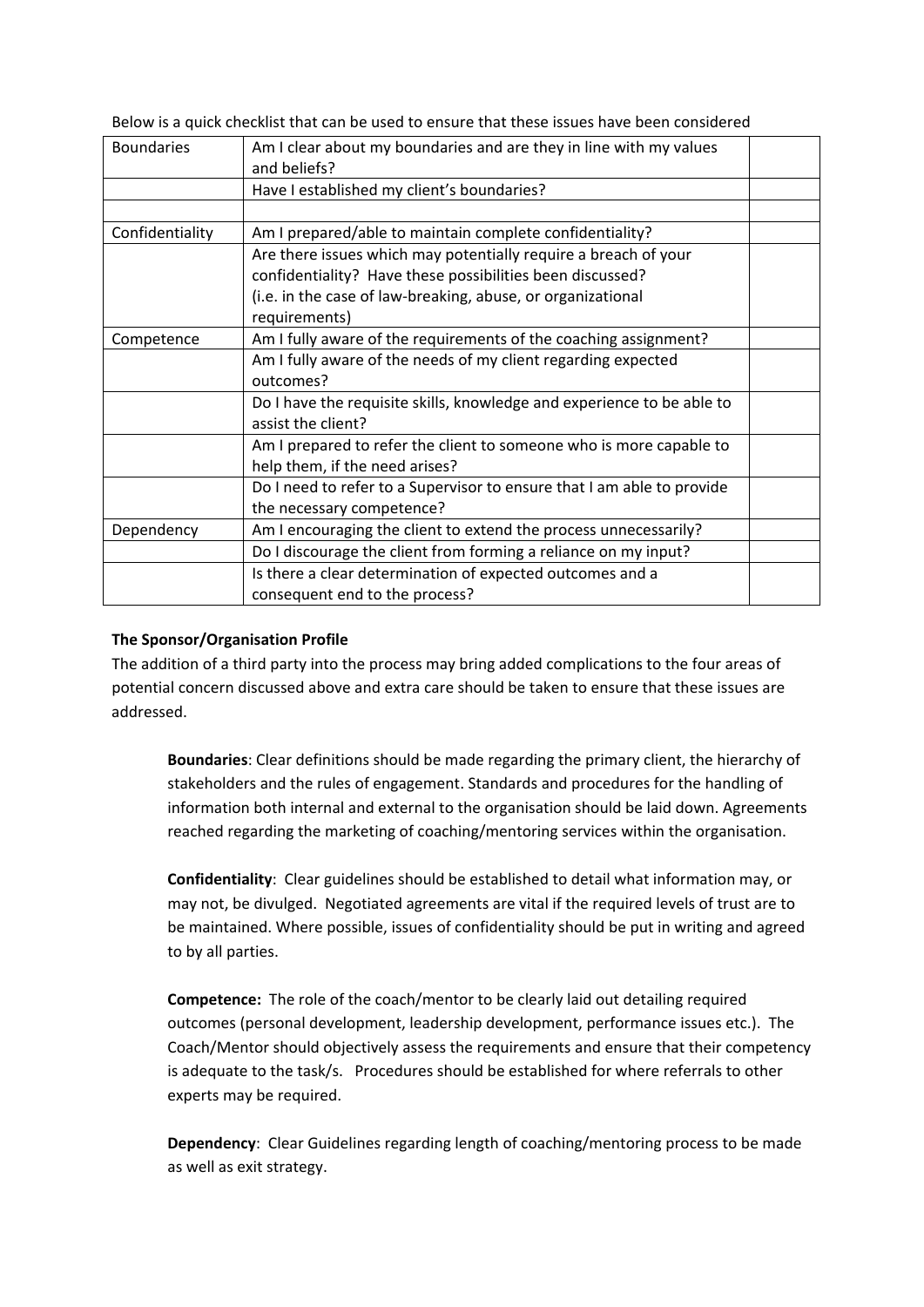Below is a quick checklist that can be used to ensure that these issues have been considered

| | | |
|---|---|---|
| Boundaries | Am I clear about my boundaries and are they in line with my values and beliefs? | |
| | Have I established my client's boundaries? | |
| | | |
| Confidentiality | Am I prepared/able to maintain complete confidentiality? | |
| | Are there issues which may potentially require a breach of your confidentiality? Have these possibilities been discussed? (i.e. in the case of law-breaking, abuse, or organizational requirements) | |
| Competence | Am I fully aware of the requirements of the coaching assignment? | |
| | Am I fully aware of the needs of my client regarding expected outcomes? | |
| | Do I have the requisite skills, knowledge and experience to be able to assist the client? | |
| | Am I prepared to refer the client to someone who is more capable to help them, if the need arises? | |
| | Do I need to refer to a Supervisor to ensure that I am able to provide the necessary competence? | |
| Dependency | Am I encouraging the client to extend the process unnecessarily? | |
| | Do I discourage the client from forming a reliance on my input? | |
| | Is there a clear determination of expected outcomes and a consequent end to the process? | |

**The Sponsor/Organisation Profile**

The addition of a third party into the process may bring added complications to the four areas of potential concern discussed above and extra care should be taken to ensure that these issues are addressed.

> **Boundaries**: Clear definitions should be made regarding the primary client, the hierarchy of stakeholders and the rules of engagement. Standards and procedures for the handling of information both internal and external to the organisation should be laid down. Agreements reached regarding the marketing of coaching/mentoring services within the organisation.
>
> **Confidentiality**: Clear guidelines should be established to detail what information may, or may not, be divulged. Negotiated agreements are vital if the required levels of trust are to be maintained. Where possible, issues of confidentiality should be put in writing and agreed to by all parties.
>
> **Competence:** The role of the coach/mentor to be clearly laid out detailing required outcomes (personal development, leadership development, performance issues etc.). The Coach/Mentor should objectively assess the requirements and ensure that their competency is adequate to the task/s. Procedures should be established for where referrals to other experts may be required.
>
> **Dependency**: Clear Guidelines regarding length of coaching/mentoring process to be made as well as exit strategy.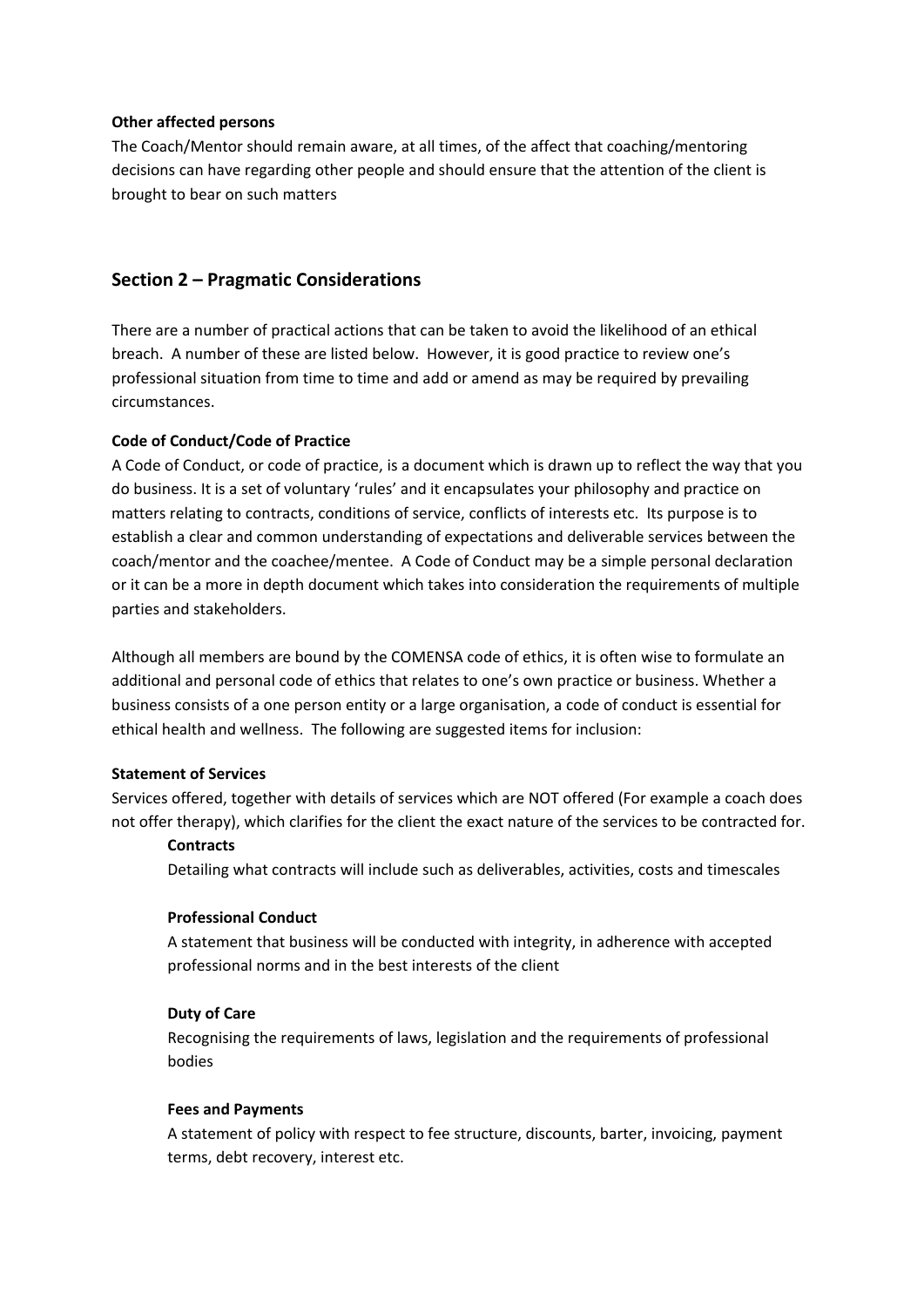**Other affected persons**

The Coach/Mentor should remain aware, at all times, of the affect that coaching/mentoring decisions can have regarding other people and should ensure that the attention of the client is brought to bear on such matters

## Section 2 – Pragmatic Considerations

There are a number of practical actions that can be taken to avoid the likelihood of an ethical breach. A number of these are listed below. However, it is good practice to review one's professional situation from time to time and add or amend as may be required by prevailing circumstances.

**Code of Conduct/Code of Practice**

A Code of Conduct, or code of practice, is a document which is drawn up to reflect the way that you do business. It is a set of voluntary 'rules' and it encapsulates your philosophy and practice on matters relating to contracts, conditions of service, conflicts of interests etc. Its purpose is to establish a clear and common understanding of expectations and deliverable services between the coach/mentor and the coachee/mentee. A Code of Conduct may be a simple personal declaration or it can be a more in depth document which takes into consideration the requirements of multiple parties and stakeholders.

Although all members are bound by the COMENSA code of ethics, it is often wise to formulate an additional and personal code of ethics that relates to one's own practice or business. Whether a business consists of a one person entity or a large organisation, a code of conduct is essential for ethical health and wellness. The following are suggested items for inclusion:

**Statement of Services**

Services offered, together with details of services which are NOT offered (For example a coach does not offer therapy), which clarifies for the client the exact nature of the services to be contracted for.

> **Contracts**
>
> Detailing what contracts will include such as deliverables, activities, costs and timescales
>
> **Professional Conduct**
>
> A statement that business will be conducted with integrity, in adherence with accepted professional norms and in the best interests of the client
>
> **Duty of Care**
>
> Recognising the requirements of laws, legislation and the requirements of professional bodies
>
> **Fees and Payments**
>
> A statement of policy with respect to fee structure, discounts, barter, invoicing, payment terms, debt recovery, interest etc.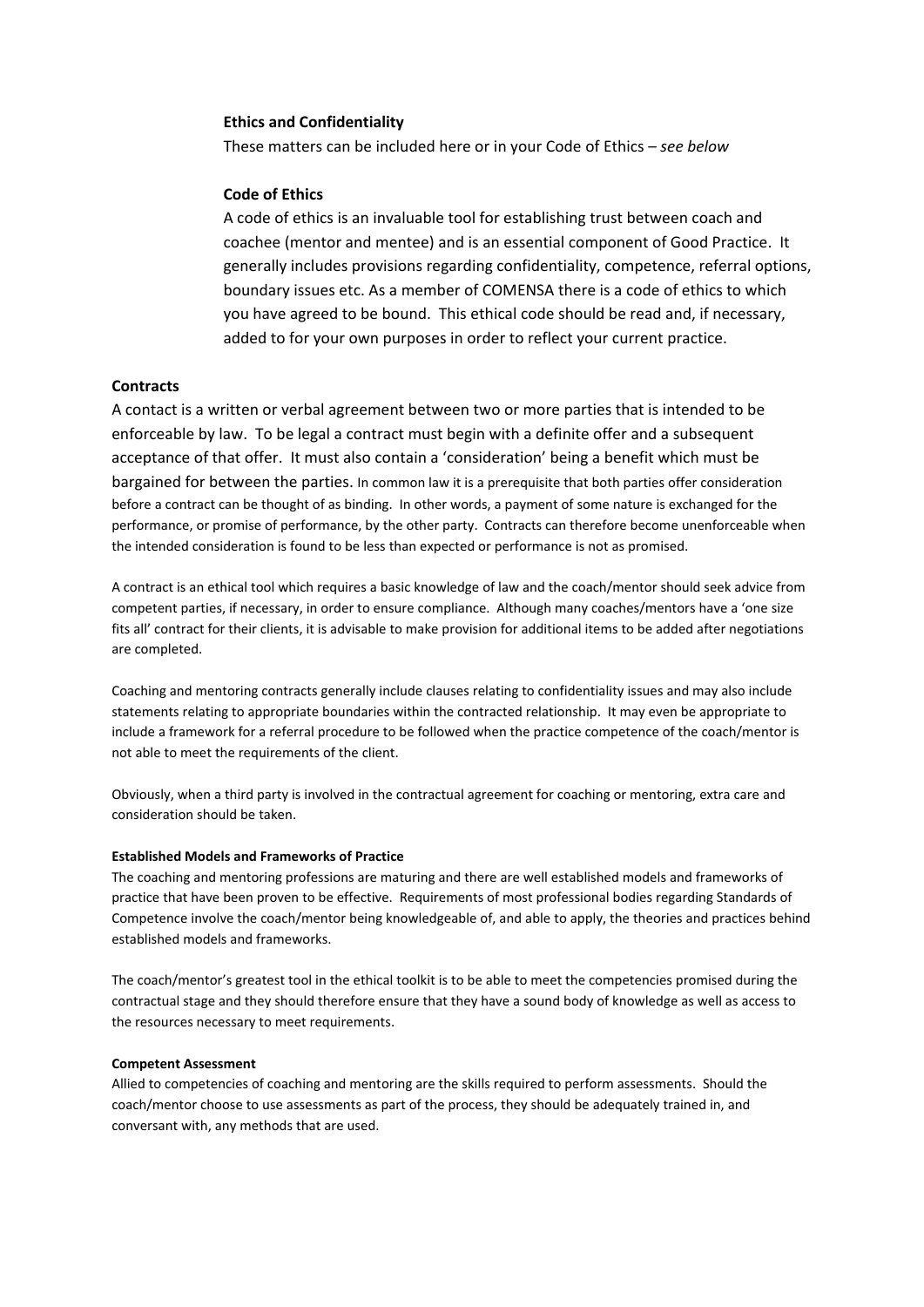### Ethics and Confidentiality

These matters can be included here or in your Code of Ethics – *see below*

### Code of Ethics

A code of ethics is an invaluable tool for establishing trust between coach and coachee (mentor and mentee) and is an essential component of Good Practice. It generally includes provisions regarding confidentiality, competence, referral options, boundary issues etc. As a member of COMENSA there is a code of ethics to which you have agreed to be bound. This ethical code should be read and, if necessary, added to for your own purposes in order to reflect your current practice.

## Contracts

A contact is a written or verbal agreement between two or more parties that is intended to be enforceable by law. To be legal a contract must begin with a definite offer and a subsequent acceptance of that offer. It must also contain a 'consideration' being a benefit which must be bargained for between the parties. In common law it is a prerequisite that both parties offer consideration before a contract can be thought of as binding. In other words, a payment of some nature is exchanged for the performance, or promise of performance, by the other party. Contracts can therefore become unenforceable when the intended consideration is found to be less than expected or performance is not as promised.

A contract is an ethical tool which requires a basic knowledge of law and the coach/mentor should seek advice from competent parties, if necessary, in order to ensure compliance. Although many coaches/mentors have a 'one size fits all' contract for their clients, it is advisable to make provision for additional items to be added after negotiations are completed.

Coaching and mentoring contracts generally include clauses relating to confidentiality issues and may also include statements relating to appropriate boundaries within the contracted relationship. It may even be appropriate to include a framework for a referral procedure to be followed when the practice competence of the coach/mentor is not able to meet the requirements of the client.

Obviously, when a third party is involved in the contractual agreement for coaching or mentoring, extra care and consideration should be taken.

#### Established Models and Frameworks of Practice

The coaching and mentoring professions are maturing and there are well established models and frameworks of practice that have been proven to be effective. Requirements of most professional bodies regarding Standards of Competence involve the coach/mentor being knowledgeable of, and able to apply, the theories and practices behind established models and frameworks.

The coach/mentor's greatest tool in the ethical toolkit is to be able to meet the competencies promised during the contractual stage and they should therefore ensure that they have a sound body of knowledge as well as access to the resources necessary to meet requirements.

#### Competent Assessment

Allied to competencies of coaching and mentoring are the skills required to perform assessments. Should the coach/mentor choose to use assessments as part of the process, they should be adequately trained in, and conversant with, any methods that are used.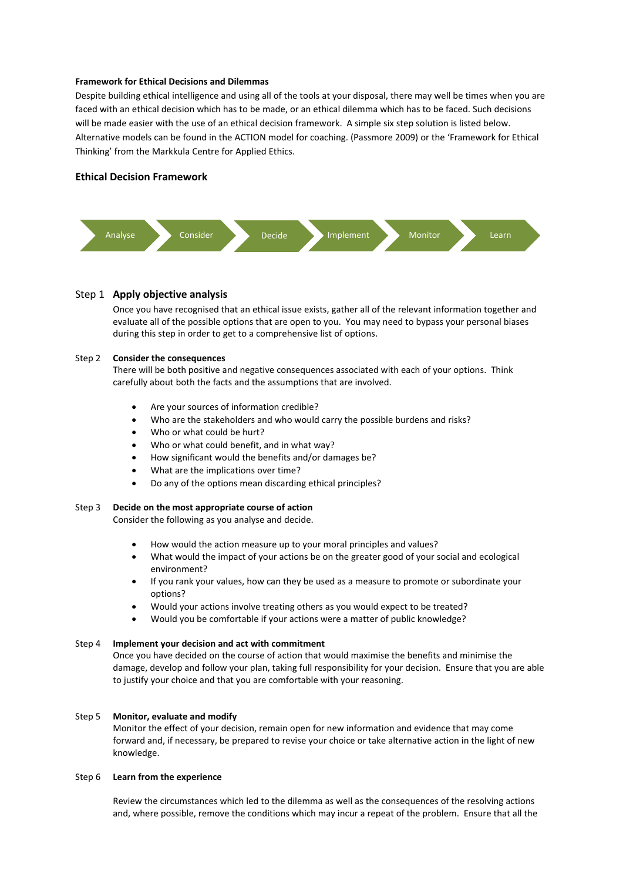**Framework for Ethical Decisions and Dilemmas**

Despite building ethical intelligence and using all of the tools at your disposal, there may well be times when you are faced with an ethical decision which has to be made, or an ethical dilemma which has to be faced. Such decisions will be made easier with the use of an ethical decision framework. A simple six step solution is listed below. Alternative models can be found in the ACTION model for coaching. (Passmore 2009) or the 'Framework for Ethical Thinking' from the Markkula Centre for Applied Ethics.

## Ethical Decision Framework

Analyse → Consider → Decide → Implement → Monitor → Learn

### Step 1 Apply objective analysis

Once you have recognised that an ethical issue exists, gather all of the relevant information together and evaluate all of the possible options that are open to you. You may need to bypass your personal biases during this step in order to get to a comprehensive list of options.

**Step 2 Consider the consequences**

There will be both positive and negative consequences associated with each of your options. Think carefully about both the facts and the assumptions that are involved.

- Are your sources of information credible?
- Who are the stakeholders and who would carry the possible burdens and risks?
- Who or what could be hurt?
- Who or what could benefit, and in what way?
- How significant would the benefits and/or damages be?
- What are the implications over time?
- Do any of the options mean discarding ethical principles?

**Step 3 Decide on the most appropriate course of action**

Consider the following as you analyse and decide.

- How would the action measure up to your moral principles and values?
- What would the impact of your actions be on the greater good of your social and ecological environment?
- If you rank your values, how can they be used as a measure to promote or subordinate your options?
- Would your actions involve treating others as you would expect to be treated?
- Would you be comfortable if your actions were a matter of public knowledge?

**Step 4 Implement your decision and act with commitment**

Once you have decided on the course of action that would maximise the benefits and minimise the damage, develop and follow your plan, taking full responsibility for your decision. Ensure that you are able to justify your choice and that you are comfortable with your reasoning.

**Step 5 Monitor, evaluate and modify**

Monitor the effect of your decision, remain open for new information and evidence that may come forward and, if necessary, be prepared to revise your choice or take alternative action in the light of new knowledge.

**Step 6 Learn from the experience**

Review the circumstances which led to the dilemma as well as the consequences of the resolving actions and, where possible, remove the conditions which may incur a repeat of the problem. Ensure that all the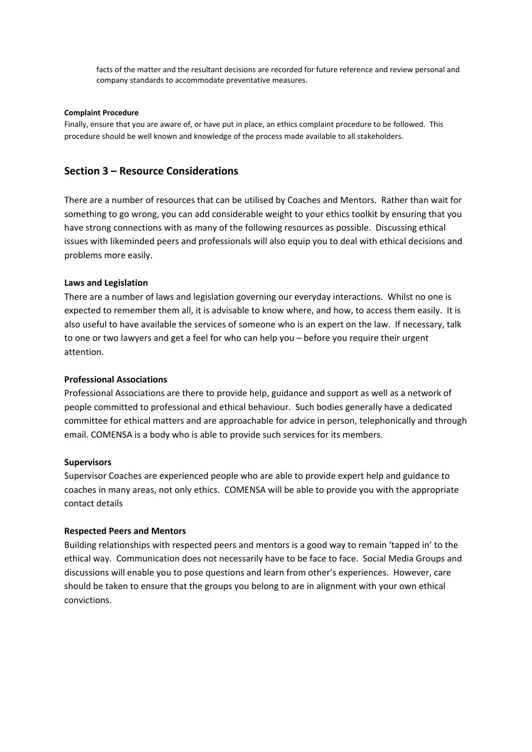facts of the matter and the resultant decisions are recorded for future reference and review personal and company standards to accommodate preventative measures.

**Complaint Procedure**

Finally, ensure that you are aware of, or have put in place, an ethics complaint procedure to be followed. This procedure should be well known and knowledge of the process made available to all stakeholders.

## Section 3 – Resource Considerations

There are a number of resources that can be utilised by Coaches and Mentors. Rather than wait for something to go wrong, you can add considerable weight to your ethics toolkit by ensuring that you have strong connections with as many of the following resources as possible. Discussing ethical issues with likeminded peers and professionals will also equip you to deal with ethical decisions and problems more easily.

**Laws and Legislation**

There are a number of laws and legislation governing our everyday interactions. Whilst no one is expected to remember them all, it is advisable to know where, and how, to access them easily. It is also useful to have available the services of someone who is an expert on the law. If necessary, talk to one or two lawyers and get a feel for who can help you – before you require their urgent attention.

**Professional Associations**

Professional Associations are there to provide help, guidance and support as well as a network of people committed to professional and ethical behaviour. Such bodies generally have a dedicated committee for ethical matters and are approachable for advice in person, telephonically and through email. COMENSA is a body who is able to provide such services for its members.

**Supervisors**

Supervisor Coaches are experienced people who are able to provide expert help and guidance to coaches in many areas, not only ethics. COMENSA will be able to provide you with the appropriate contact details

**Respected Peers and Mentors**

Building relationships with respected peers and mentors is a good way to remain 'tapped in' to the ethical way. Communication does not necessarily have to be face to face. Social Media Groups and discussions will enable you to pose questions and learn from other's experiences. However, care should be taken to ensure that the groups you belong to are in alignment with your own ethical convictions.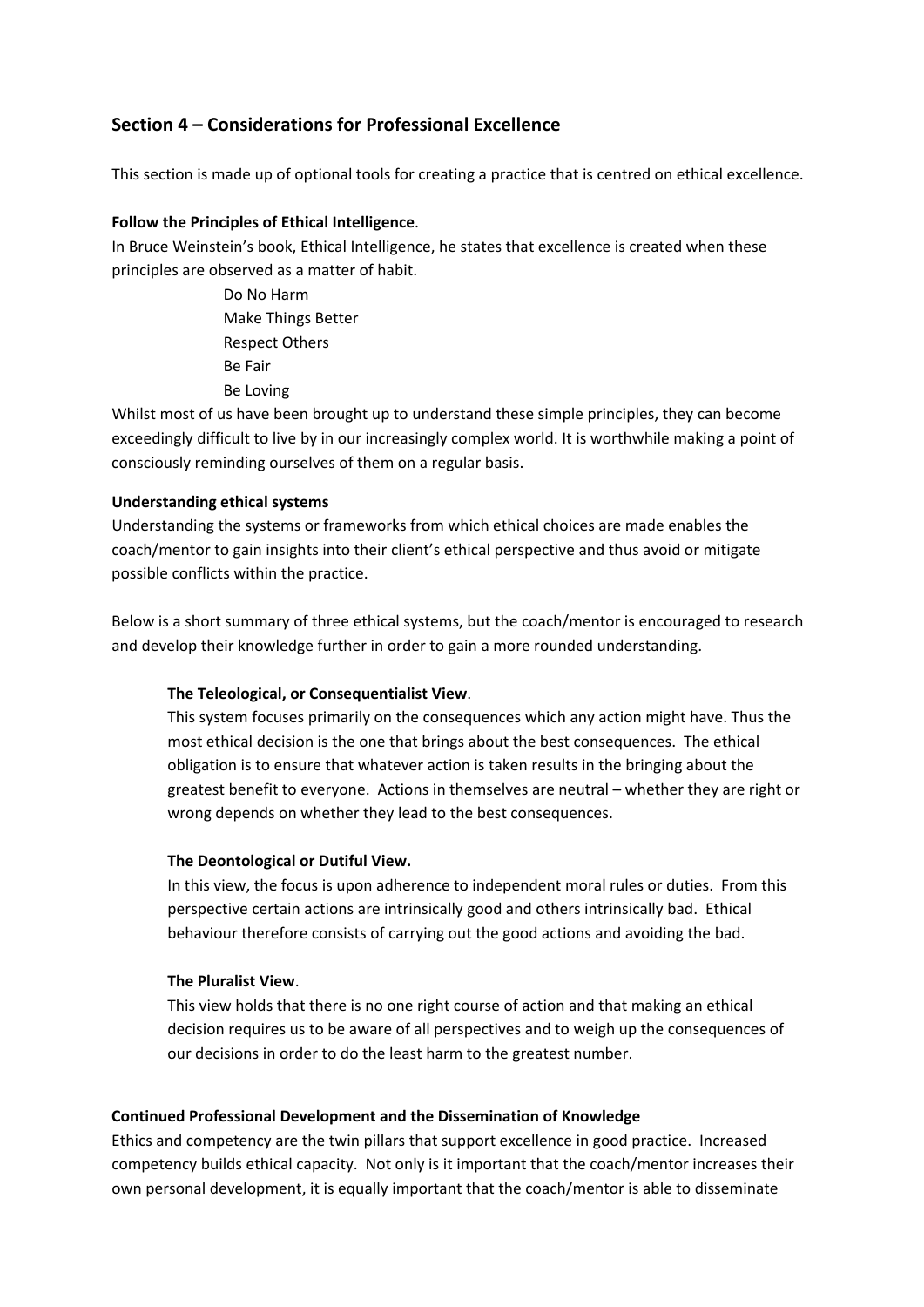## Section 4 – Considerations for Professional Excellence

This section is made up of optional tools for creating a practice that is centred on ethical excellence.

**Follow the Principles of Ethical Intelligence**.

In Bruce Weinstein's book, Ethical Intelligence, he states that excellence is created when these principles are observed as a matter of habit.

- Do No Harm
- Make Things Better
- Respect Others
- Be Fair
- Be Loving

Whilst most of us have been brought up to understand these simple principles, they can become exceedingly difficult to live by in our increasingly complex world. It is worthwhile making a point of consciously reminding ourselves of them on a regular basis.

**Understanding ethical systems**

Understanding the systems or frameworks from which ethical choices are made enables the coach/mentor to gain insights into their client's ethical perspective and thus avoid or mitigate possible conflicts within the practice.

Below is a short summary of three ethical systems, but the coach/mentor is encouraged to research and develop their knowledge further in order to gain a more rounded understanding.

**The Teleological, or Consequentialist View**.

This system focuses primarily on the consequences which any action might have. Thus the most ethical decision is the one that brings about the best consequences. The ethical obligation is to ensure that whatever action is taken results in the bringing about the greatest benefit to everyone. Actions in themselves are neutral – whether they are right or wrong depends on whether they lead to the best consequences.

**The Deontological or Dutiful View.**

In this view, the focus is upon adherence to independent moral rules or duties. From this perspective certain actions are intrinsically good and others intrinsically bad. Ethical behaviour therefore consists of carrying out the good actions and avoiding the bad.

**The Pluralist View**.

This view holds that there is no one right course of action and that making an ethical decision requires us to be aware of all perspectives and to weigh up the consequences of our decisions in order to do the least harm to the greatest number.

**Continued Professional Development and the Dissemination of Knowledge**

Ethics and competency are the twin pillars that support excellence in good practice. Increased competency builds ethical capacity. Not only is it important that the coach/mentor increases their own personal development, it is equally important that the coach/mentor is able to disseminate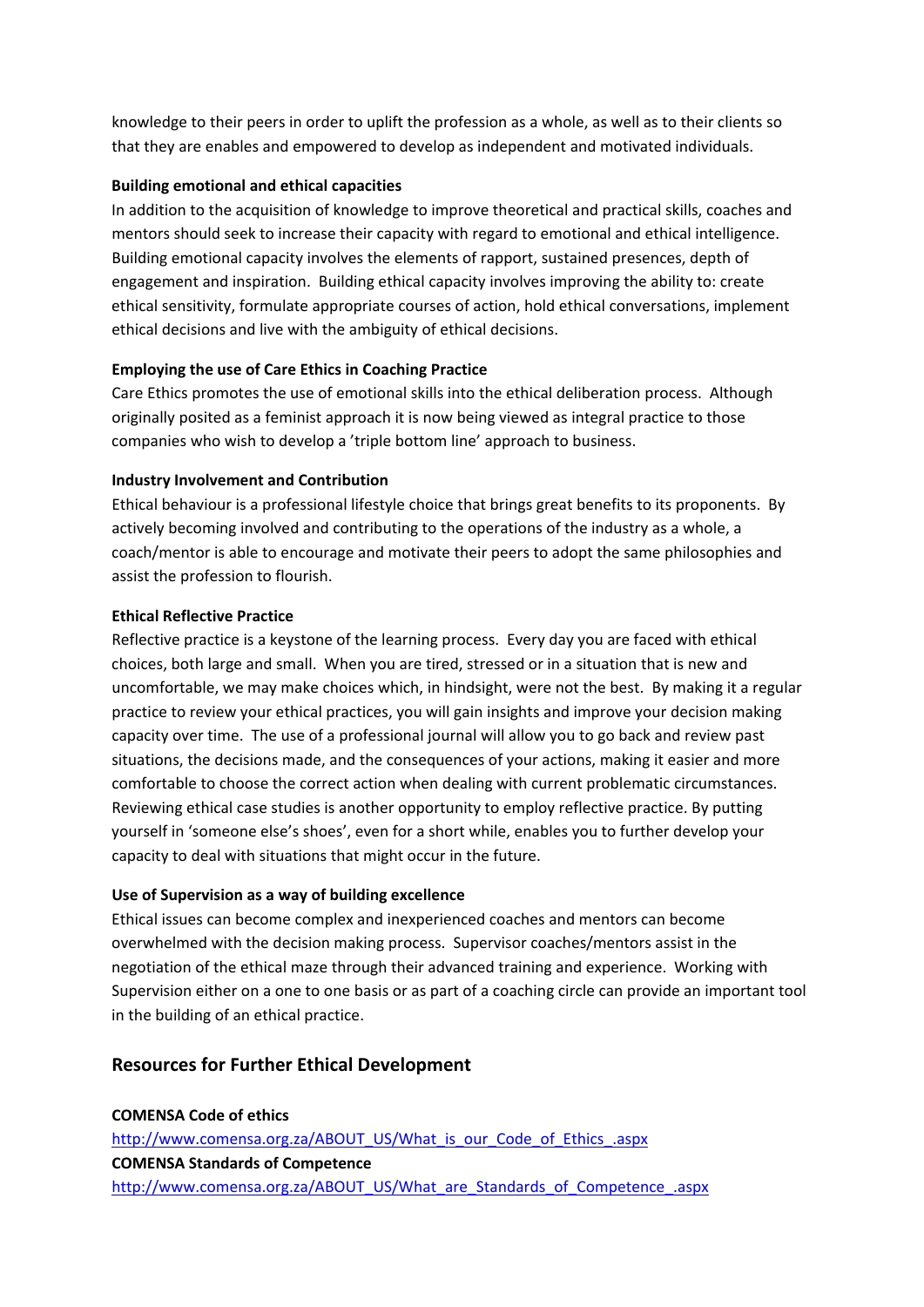knowledge to their peers in order to uplift the profession as a whole, as well as to their clients so that they are enables and empowered to develop as independent and motivated individuals.

**Building emotional and ethical capacities**

In addition to the acquisition of knowledge to improve theoretical and practical skills, coaches and mentors should seek to increase their capacity with regard to emotional and ethical intelligence. Building emotional capacity involves the elements of rapport, sustained presences, depth of engagement and inspiration. Building ethical capacity involves improving the ability to: create ethical sensitivity, formulate appropriate courses of action, hold ethical conversations, implement ethical decisions and live with the ambiguity of ethical decisions.

**Employing the use of Care Ethics in Coaching Practice**

Care Ethics promotes the use of emotional skills into the ethical deliberation process. Although originally posited as a feminist approach it is now being viewed as integral practice to those companies who wish to develop a 'triple bottom line' approach to business.

**Industry Involvement and Contribution**

Ethical behaviour is a professional lifestyle choice that brings great benefits to its proponents. By actively becoming involved and contributing to the operations of the industry as a whole, a coach/mentor is able to encourage and motivate their peers to adopt the same philosophies and assist the profession to flourish.

**Ethical Reflective Practice**

Reflective practice is a keystone of the learning process. Every day you are faced with ethical choices, both large and small. When you are tired, stressed or in a situation that is new and uncomfortable, we may make choices which, in hindsight, were not the best. By making it a regular practice to review your ethical practices, you will gain insights and improve your decision making capacity over time. The use of a professional journal will allow you to go back and review past situations, the decisions made, and the consequences of your actions, making it easier and more comfortable to choose the correct action when dealing with current problematic circumstances. Reviewing ethical case studies is another opportunity to employ reflective practice. By putting yourself in 'someone else's shoes', even for a short while, enables you to further develop your capacity to deal with situations that might occur in the future.

**Use of Supervision as a way of building excellence**

Ethical issues can become complex and inexperienced coaches and mentors can become overwhelmed with the decision making process. Supervisor coaches/mentors assist in the negotiation of the ethical maze through their advanced training and experience. Working with Supervision either on a one to one basis or as part of a coaching circle can provide an important tool in the building of an ethical practice.

## Resources for Further Ethical Development

**COMENSA Code of ethics**
http://www.comensa.org.za/ABOUT_US/What_is_our_Code_of_Ethics_.aspx
**COMENSA Standards of Competence**
http://www.comensa.org.za/ABOUT_US/What_are_Standards_of_Competence_.aspx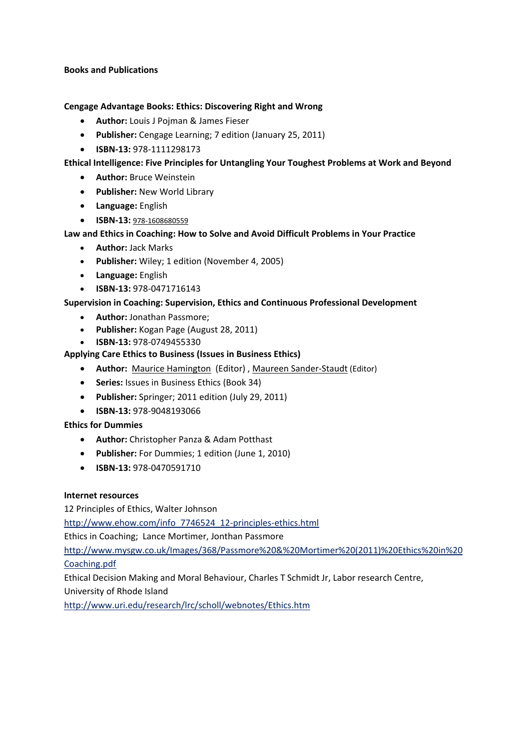**Books and Publications**

**Cengage Advantage Books: Ethics: Discovering Right and Wrong**

- **Author:** Louis J Pojman & James Fieser
- **Publisher:** Cengage Learning; 7 edition (January 25, 2011)
- **ISBN-13:** 978-1111298173

**Ethical Intelligence: Five Principles for Untangling Your Toughest Problems at Work and Beyond**

- **Author:** Bruce Weinstein
- **Publisher:** New World Library
- **Language:** English
- **ISBN-13:** 978-1608680559

**Law and Ethics in Coaching: How to Solve and Avoid Difficult Problems in Your Practice**

- **Author:** Jack Marks
- **Publisher:** Wiley; 1 edition (November 4, 2005)
- **Language:** English
- **ISBN-13:** 978-0471716143

**Supervision in Coaching: Supervision, Ethics and Continuous Professional Development**

- **Author:** Jonathan Passmore;
- **Publisher:** Kogan Page (August 28, 2011)
- **ISBN-13:** 978-0749455330

**Applying Care Ethics to Business (Issues in Business Ethics)**

- **Author:** Maurice Hamington (Editor) , Maureen Sander-Staudt (Editor)
- **Series:** Issues in Business Ethics (Book 34)
- **Publisher:** Springer; 2011 edition (July 29, 2011)
- **ISBN-13:** 978-9048193066

**Ethics for Dummies**

- **Author:** Christopher Panza & Adam Potthast
- **Publisher:** For Dummies; 1 edition (June 1, 2010)
- **ISBN-13:** 978-0470591710

**Internet resources**

12 Principles of Ethics, Walter Johnson

http://www.ehow.com/info_7746524_12-principles-ethics.html

Ethics in Coaching; Lance Mortimer, Jonthan Passmore

http://www.mysgw.co.uk/Images/368/Passmore%20&%20Mortimer%20(2011)%20Ethics%20in%20Coaching.pdf

Ethical Decision Making and Moral Behaviour, Charles T Schmidt Jr, Labor research Centre, University of Rhode Island

http://www.uri.edu/research/lrc/scholl/webnotes/Ethics.htm